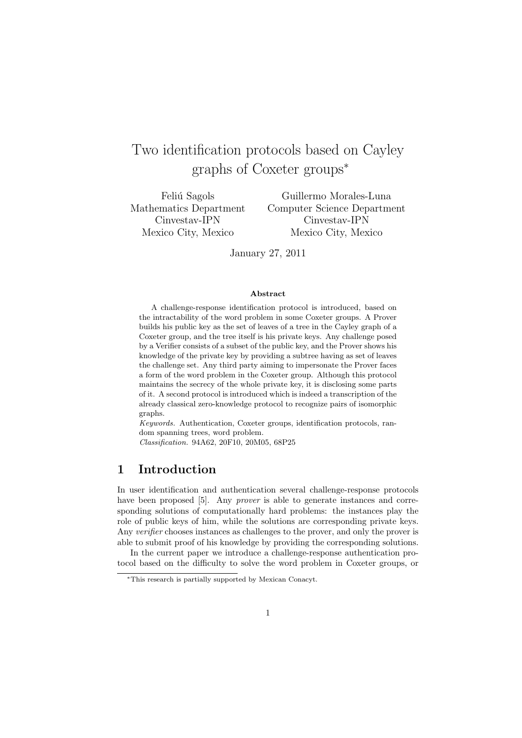# Two identification protocols based on Cayley graphs of Coxeter groups*

Feliú Sagols
Mathematics Department
Cinvestav-IPN
Mexico City, Mexico

Guillermo Morales-Luna
Computer Science Department
Cinvestav-IPN
Mexico City, Mexico

January 27, 2011

**Abstract**

A challenge-response identification protocol is introduced, based on the intractability of the word problem in some Coxeter groups. A Prover builds his public key as the set of leaves of a tree in the Cayley graph of a Coxeter group, and the tree itself is his private keys. Any challenge posed by a Verifier consists of a subset of the public key, and the Prover shows his knowledge of the private key by providing a subtree having as set of leaves the challenge set. Any third party aiming to impersonate the Prover faces a form of the word problem in the Coxeter group. Although this protocol maintains the secrecy of the whole private key, it is disclosing some parts of it. A second protocol is introduced which is indeed a transcription of the already classical zero-knowledge protocol to recognize pairs of isomorphic graphs.

*Keywords.* Authentication, Coxeter groups, identification protocols, random spanning trees, word problem.

*Classification.* 94A62, 20F10, 20M05, 68P25

## 1 Introduction

In user identification and authentication several challenge-response protocols have been proposed [5]. Any *prover* is able to generate instances and corresponding solutions of computationally hard problems: the instances play the role of public keys of him, while the solutions are corresponding private keys. Any *verifier* chooses instances as challenges to the prover, and only the prover is able to submit proof of his knowledge by providing the corresponding solutions.

In the current paper we introduce a challenge-response authentication protocol based on the difficulty to solve the word problem in Coxeter groups, or

*This research is partially supported by Mexican Conacyt.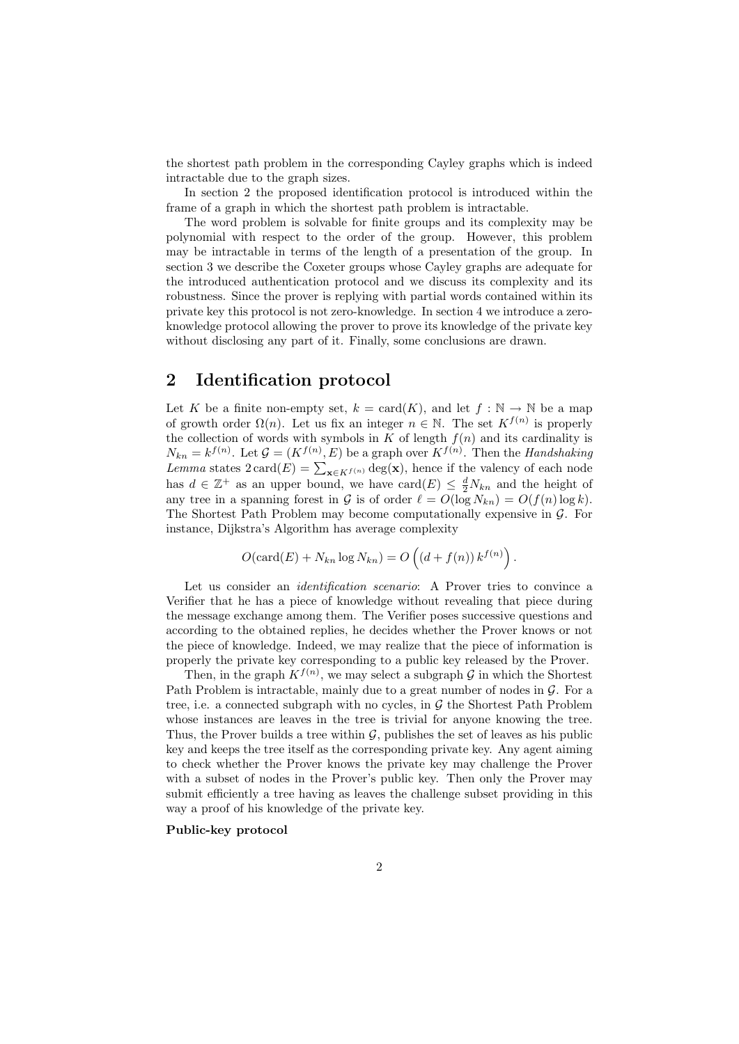the shortest path problem in the corresponding Cayley graphs which is indeed intractable due to the graph sizes.

In section 2 the proposed identification protocol is introduced within the frame of a graph in which the shortest path problem is intractable.

The word problem is solvable for finite groups and its complexity may be polynomial with respect to the order of the group. However, this problem may be intractable in terms of the length of a presentation of the group. In section 3 we describe the Coxeter groups whose Cayley graphs are adequate for the introduced authentication protocol and we discuss its complexity and its robustness. Since the prover is replying with partial words contained within its private key this protocol is not zero-knowledge. In section 4 we introduce a zero-knowledge protocol allowing the prover to prove its knowledge of the private key without disclosing any part of it. Finally, some conclusions are drawn.

## 2 Identification protocol

Let $K$ be a finite non-empty set, $k = \text{card}(K)$, and let $f : \mathbb{N} \to \mathbb{N}$ be a map of growth order $\Omega(n)$. Let us fix an integer $n \in \mathbb{N}$. The set $K^{f(n)}$ is properly the collection of words with symbols in $K$ of length $f(n)$ and its cardinality is $N_{kn} = k^{f(n)}$. Let $\mathcal{G} = (K^{f(n)}, E)$ be a graph over $K^{f(n)}$. Then the *Handshaking Lemma* states $2\,\text{card}(E) = \sum_{\mathbf{x} \in K^{f(n)}} \deg(\mathbf{x})$, hence if the valency of each node has $d \in \mathbb{Z}^+$ as an upper bound, we have $\text{card}(E) \leq \frac{d}{2} N_{kn}$ and the height of any tree in a spanning forest in $\mathcal{G}$ is of order $\ell = O(\log N_{kn}) = O(f(n) \log k)$. The Shortest Path Problem may become computationally expensive in $\mathcal{G}$. For instance, Dijkstra's Algorithm has average complexity

$$O(\text{card}(E) + N_{kn} \log N_{kn}) = O\left((d + f(n))\, k^{f(n)}\right).$$

Let us consider an *identification scenario*: A Prover tries to convince a Verifier that he has a piece of knowledge without revealing that piece during the message exchange among them. The Verifier poses successive questions and according to the obtained replies, he decides whether the Prover knows or not the piece of knowledge. Indeed, we may realize that the piece of information is properly the private key corresponding to a public key released by the Prover.

Then, in the graph $K^{f(n)}$, we may select a subgraph $\mathcal{G}$ in which the Shortest Path Problem is intractable, mainly due to a great number of nodes in $\mathcal{G}$. For a tree, i.e. a connected subgraph with no cycles, in $\mathcal{G}$ the Shortest Path Problem whose instances are leaves in the tree is trivial for anyone knowing the tree. Thus, the Prover builds a tree within $\mathcal{G}$, publishes the set of leaves as his public key and keeps the tree itself as the corresponding private key. Any agent aiming to check whether the Prover knows the private key may challenge the Prover with a subset of nodes in the Prover's public key. Then only the Prover may submit efficiently a tree having as leaves the challenge subset providing in this way a proof of his knowledge of the private key.

**Public-key protocol**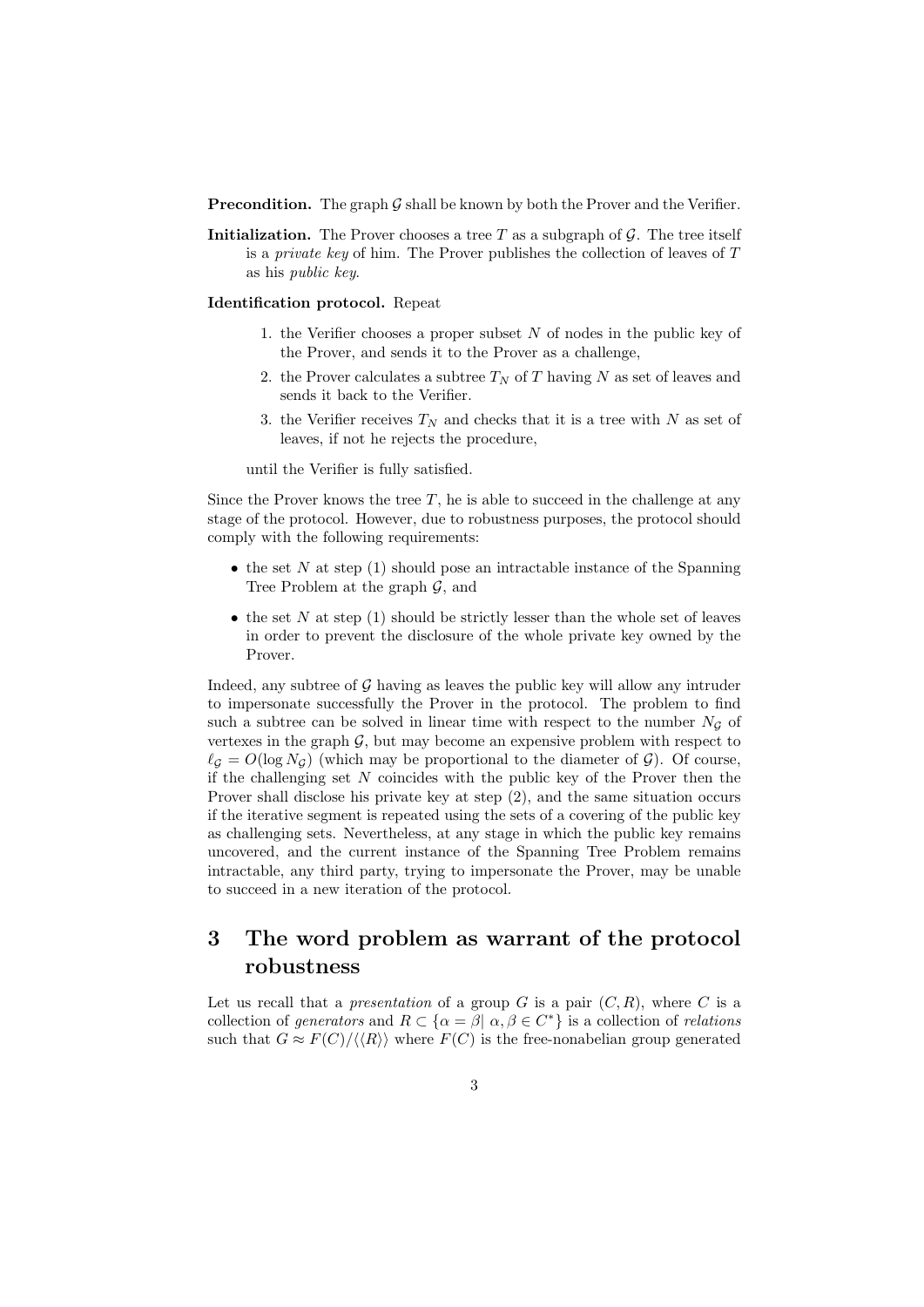**Precondition.** The graph $\mathcal{G}$ shall be known by both the Prover and the Verifier.

**Initialization.** The Prover chooses a tree $T$ as a subgraph of $\mathcal{G}$. The tree itself is a *private key* of him. The Prover publishes the collection of leaves of $T$ as his *public key*.

**Identification protocol.** Repeat

1. the Verifier chooses a proper subset $N$ of nodes in the public key of the Prover, and sends it to the Prover as a challenge,
2. the Prover calculates a subtree $T_N$ of $T$ having $N$ as set of leaves and sends it back to the Verifier.
3. the Verifier receives $T_N$ and checks that it is a tree with $N$ as set of leaves, if not he rejects the procedure,

until the Verifier is fully satisfied.

Since the Prover knows the tree $T$, he is able to succeed in the challenge at any stage of the protocol. However, due to robustness purposes, the protocol should comply with the following requirements:

- the set $N$ at step (1) should pose an intractable instance of the Spanning Tree Problem at the graph $\mathcal{G}$, and
- the set $N$ at step (1) should be strictly lesser than the whole set of leaves in order to prevent the disclosure of the whole private key owned by the Prover.

Indeed, any subtree of $\mathcal{G}$ having as leaves the public key will allow any intruder to impersonate successfully the Prover in the protocol. The problem to find such a subtree can be solved in linear time with respect to the number $N_{\mathcal{G}}$ of vertexes in the graph $\mathcal{G}$, but may become an expensive problem with respect to $\ell_{\mathcal{G}} = O(\log N_{\mathcal{G}})$ (which may be proportional to the diameter of $\mathcal{G}$). Of course, if the challenging set $N$ coincides with the public key of the Prover then the Prover shall disclose his private key at step (2), and the same situation occurs if the iterative segment is repeated using the sets of a covering of the public key as challenging sets. Nevertheless, at any stage in which the public key remains uncovered, and the current instance of the Spanning Tree Problem remains intractable, any third party, trying to impersonate the Prover, may be unable to succeed in a new iteration of the protocol.

# 3 The word problem as warrant of the protocol robustness

Let us recall that a *presentation* of a group $G$ is a pair $(C, R)$, where $C$ is a collection of *generators* and $R \subset \{\alpha = \beta |\ \alpha, \beta \in C^*\}$ is a collection of *relations* such that $G \approx F(C)/\langle\langle R\rangle\rangle$ where $F(C)$ is the free-nonabelian group generated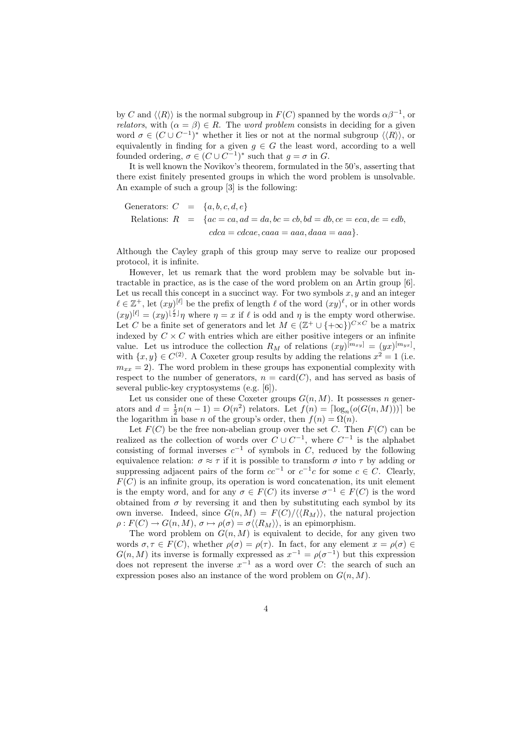by $C$ and $\langle\langle R\rangle\rangle$ is the normal subgroup in $F(C)$ spanned by the words $\alpha\beta^{-1}$, or *relators*, with $(\alpha = \beta) \in R$. The *word problem* consists in deciding for a given word $\sigma \in (C \cup C^{-1})^*$ whether it lies or not at the normal subgroup $\langle\langle R\rangle\rangle$, or equivalently in finding for a given $g \in G$ the least word, according to a well founded ordering, $\sigma \in (C \cup C^{-1})^*$ such that $g = \sigma$ in $G$.

It is well known the Novikov's theorem, formulated in the 50's, asserting that there exist finitely presented groups in which the word problem is unsolvable. An example of such a group [3] is the following:

$$
\begin{aligned}
\text{Generators: } C &= \{a, b, c, d, e\} \\
\text{Relations: } R &= \{ac = ca, ad = da, bc = cb, bd = db, ce = eca, de = edb, \\
&\qquad cdca = cdcae, caaa = aaa, daaa = aaa\}.
\end{aligned}
$$

Although the Cayley graph of this group may serve to realize our proposed protocol, it is infinite.

However, let us remark that the word problem may be solvable but intractable in practice, as is the case of the word problem on an Artin group [6]. Let us recall this concept in a succinct way. For two symbols $x, y$ and an integer $\ell \in \mathbb{Z}^+$, let $(xy)^{[\ell]}$ be the prefix of length $\ell$ of the word $(xy)^\ell$, or in other words $(xy)^{[\ell]} = (xy)^{\lfloor \frac{\ell}{2} \rfloor}\eta$ where $\eta = x$ if $\ell$ is odd and $\eta$ is the empty word otherwise. Let $C$ be a finite set of generators and let $M \in (\mathbb{Z}^+ \cup \{+\infty\})^{C\times C}$ be a matrix indexed by $C \times C$ with entries which are either positive integers or an infinite value. Let us introduce the collection $R_M$ of relations $(xy)^{[m_{xy}]} = (yx)^{[m_{yx}]}$, with $\{x, y\} \in C^{(2)}$. A Coxeter group results by adding the relations $x^2 = 1$ (i.e. $m_{xx} = 2$). The word problem in these groups has exponential complexity with respect to the number of generators, $n = \text{card}(C)$, and has served as basis of several public-key cryptosystems (e.g. [6]).

Let us consider one of these Coxeter groups $G(n, M)$. It possesses $n$ generators and $d = \frac{1}{2}n(n-1) = O(n^2)$ relators. Let $f(n) = \lceil \log_n(o(G(n, M))) \rceil$ be the logarithm in base $n$ of the group's order, then $f(n) = \Omega(n)$.

Let $F(C)$ be the free non-abelian group over the set $C$. Then $F(C)$ can be realized as the collection of words over $C \cup C^{-1}$, where $C^{-1}$ is the alphabet consisting of formal inverses $c^{-1}$ of symbols in $C$, reduced by the following equivalence relation: $\sigma \approx \tau$ if it is possible to transform $\sigma$ into $\tau$ by adding or suppressing adjacent pairs of the form $cc^{-1}$ or $c^{-1}c$ for some $c \in C$. Clearly, $F(C)$ is an infinite group, its operation is word concatenation, its unit element is the empty word, and for any $\sigma \in F(C)$ its inverse $\sigma^{-1} \in F(C)$ is the word obtained from $\sigma$ by reversing it and then by substituting each symbol by its own inverse. Indeed, since $G(n, M) = F(C)/\langle\langle R_M\rangle\rangle$, the natural projection $\rho : F(C) \to G(n, M)$, $\sigma \mapsto \rho(\sigma) = \sigma\langle\langle R_M\rangle\rangle$, is an epimorphism.

The word problem on $G(n, M)$ is equivalent to decide, for any given two words $\sigma, \tau \in F(C)$, whether $\rho(\sigma) = \rho(\tau)$. In fact, for any element $x = \rho(\sigma) \in G(n, M)$ its inverse is formally expressed as $x^{-1} = \rho(\sigma^{-1})$ but this expression does not represent the inverse $x^{-1}$ as a word over $C$: the search of such an expression poses also an instance of the word problem on $G(n, M)$.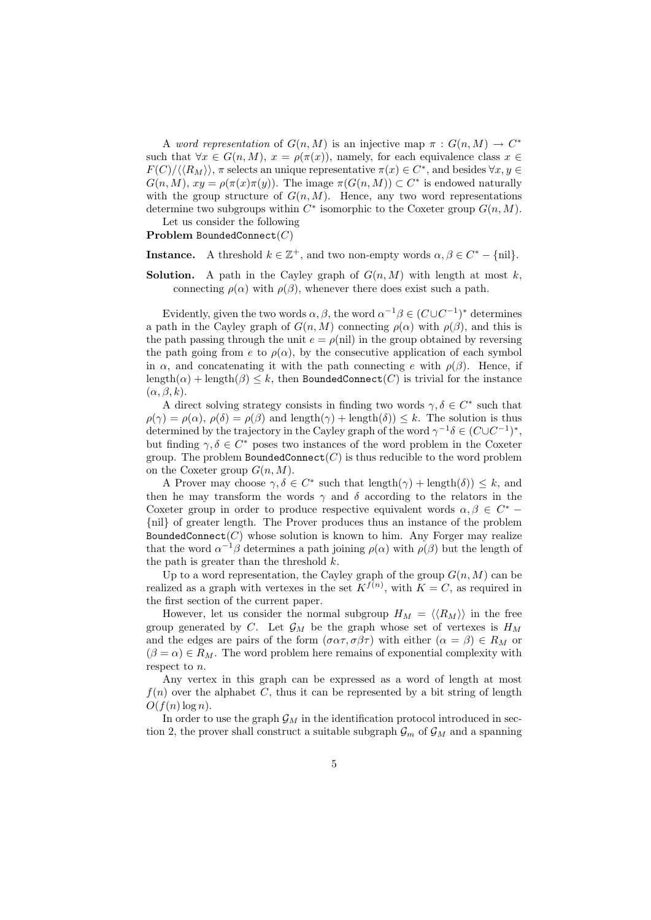A *word representation* of $G(n, M)$ is an injective map $\pi : G(n, M) \to C^*$ such that $\forall x \in G(n, M)$, $x = \rho(\pi(x))$, namely, for each equivalence class $x \in F(C)/\langle\langle R_M \rangle\rangle$, $\pi$ selects an unique representative $\pi(x) \in C^*$, and besides $\forall x, y \in G(n, M)$, $xy = \rho(\pi(x)\pi(y))$. The image $\pi(G(n, M)) \subset C^*$ is endowed naturally with the group structure of $G(n, M)$. Hence, any two word representations determine two subgroups within $C^*$ isomorphic to the Coxeter group $G(n, M)$.

Let us consider the following

**Problem** `BoundedConnect`$(C)$

**Instance.** A threshold $k \in \mathbb{Z}^+$, and two non-empty words $\alpha, \beta \in C^* - \{\text{nil}\}$.

**Solution.** A path in the Cayley graph of $G(n, M)$ with length at most $k$, connecting $\rho(\alpha)$ with $\rho(\beta)$, whenever there does exist such a path.

Evidently, given the two words $\alpha, \beta$, the word $\alpha^{-1}\beta \in (C \cup C^{-1})^*$ determines a path in the Cayley graph of $G(n, M)$ connecting $\rho(\alpha)$ with $\rho(\beta)$, and this is the path passing through the unit $e = \rho(\text{nil})$ in the group obtained by reversing the path going from $e$ to $\rho(\alpha)$, by the consecutive application of each symbol in $\alpha$, and concatenating it with the path connecting $e$ with $\rho(\beta)$. Hence, if $\text{length}(\alpha) + \text{length}(\beta) \leq k$, then `BoundedConnect`$(C)$ is trivial for the instance $(\alpha, \beta, k)$.

A direct solving strategy consists in finding two words $\gamma, \delta \in C^*$ such that $\rho(\gamma) = \rho(\alpha)$, $\rho(\delta) = \rho(\beta)$ and $\text{length}(\gamma) + \text{length}(\delta)) \leq k$. The solution is thus determined by the trajectory in the Cayley graph of the word $\gamma^{-1}\delta \in (C \cup C^{-1})^*$, but finding $\gamma, \delta \in C^*$ poses two instances of the word problem in the Coxeter group. The problem `BoundedConnect`$(C)$ is thus reducible to the word problem on the Coxeter group $G(n, M)$.

A Prover may choose $\gamma, \delta \in C^*$ such that $\text{length}(\gamma) + \text{length}(\delta)) \leq k$, and then he may transform the words $\gamma$ and $\delta$ according to the relators in the Coxeter group in order to produce respective equivalent words $\alpha, \beta \in C^* - \{\text{nil}\}$ of greater length. The Prover produces thus an instance of the problem `BoundedConnect`$(C)$ whose solution is known to him. Any Forger may realize that the word $\alpha^{-1}\beta$ determines a path joining $\rho(\alpha)$ with $\rho(\beta)$ but the length of the path is greater than the threshold $k$.

Up to a word representation, the Cayley graph of the group $G(n, M)$ can be realized as a graph with vertexes in the set $K^{f(n)}$, with $K = C$, as required in the first section of the current paper.

However, let us consider the normal subgroup $H_M = \langle\langle R_M \rangle\rangle$ in the free group generated by $C$. Let $\mathcal{G}_M$ be the graph whose set of vertexes is $H_M$ and the edges are pairs of the form $(\sigma\alpha\tau, \sigma\beta\tau)$ with either $(\alpha = \beta) \in R_M$ or $(\beta = \alpha) \in R_M$. The word problem here remains of exponential complexity with respect to $n$.

Any vertex in this graph can be expressed as a word of length at most $f(n)$ over the alphabet $C$, thus it can be represented by a bit string of length $O(f(n) \log n)$.

In order to use the graph $\mathcal{G}_M$ in the identification protocol introduced in section 2, the prover shall construct a suitable subgraph $\mathcal{G}_m$ of $\mathcal{G}_M$ and a spanning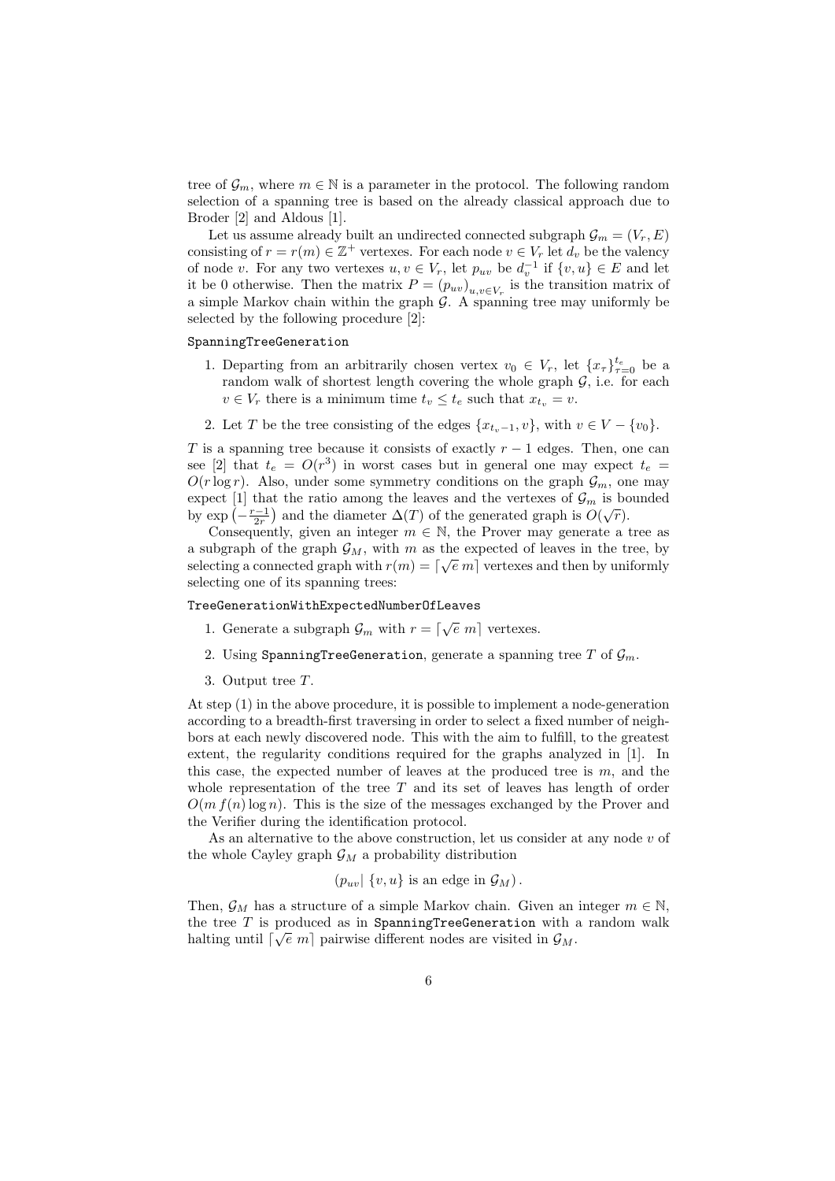tree of $\mathcal{G}_m$, where $m \in \mathbb{N}$ is a parameter in the protocol. The following random selection of a spanning tree is based on the already classical approach due to Broder [2] and Aldous [1].

Let us assume already built an undirected connected subgraph $\mathcal{G}_m = (V_r, E)$ consisting of $r = r(m) \in \mathbb{Z}^+$ vertexes. For each node $v \in V_r$ let $d_v$ be the valency of node $v$. For any two vertexes $u, v \in V_r$, let $p_{uv}$ be $d_v^{-1}$ if $\{v, u\} \in E$ and let it be 0 otherwise. Then the matrix $P = (p_{uv})_{u,v \in V_r}$ is the transition matrix of a simple Markov chain within the graph $\mathcal{G}$. A spanning tree may uniformly be selected by the following procedure [2]:

`SpanningTreeGeneration`

1. Departing from an arbitrarily chosen vertex $v_0 \in V_r$, let $\{x_\tau\}_{\tau=0}^{t_e}$ be a random walk of shortest length covering the whole graph $\mathcal{G}$, i.e. for each $v \in V_r$ there is a minimum time $t_v \leq t_e$ such that $x_{t_v} = v$.
2. Let $T$ be the tree consisting of the edges $\{x_{t_v - 1}, v\}$, with $v \in V - \{v_0\}$.

$T$ is a spanning tree because it consists of exactly $r - 1$ edges. Then, one can see [2] that $t_e = O(r^3)$ in worst cases but in general one may expect $t_e = O(r \log r)$. Also, under some symmetry conditions on the graph $\mathcal{G}_m$, one may expect [1] that the ratio among the leaves and the vertexes of $\mathcal{G}_m$ is bounded by $\exp\left(-\frac{r-1}{2r}\right)$ and the diameter $\Delta(T)$ of the generated graph is $O(\sqrt{r})$.

Consequently, given an integer $m \in \mathbb{N}$, the Prover may generate a tree as a subgraph of the graph $\mathcal{G}_M$, with $m$ as the expected of leaves in the tree, by selecting a connected graph with $r(m) = \lceil \sqrt{e}\, m \rceil$ vertexes and then by uniformly selecting one of its spanning trees:

`TreeGenerationWithExpectedNumberOfLeaves`

1. Generate a subgraph $\mathcal{G}_m$ with $r = \lceil \sqrt{e}\ m \rceil$ vertexes.
2. Using `SpanningTreeGeneration`, generate a spanning tree $T$ of $\mathcal{G}_m$.
3. Output tree $T$.

At step (1) in the above procedure, it is possible to implement a node-generation according to a breadth-first traversing in order to select a fixed number of neighbors at each newly discovered node. This with the aim to fulfill, to the greatest extent, the regularity conditions required for the graphs analyzed in [1]. In this case, the expected number of leaves at the produced tree is $m$, and the whole representation of the tree $T$ and its set of leaves has length of order $O(m\, f(n) \log n)$. This is the size of the messages exchanged by the Prover and the Verifier during the identification protocol.

As an alternative to the above construction, let us consider at any node $v$ of the whole Cayley graph $\mathcal{G}_M$ a probability distribution

$$\left(p_{uv} \middle|\ \{v, u\} \text{ is an edge in } \mathcal{G}_M\right).$$

Then, $\mathcal{G}_M$ has a structure of a simple Markov chain. Given an integer $m \in \mathbb{N}$, the tree $T$ is produced as in `SpanningTreeGeneration` with a random walk halting until $\lceil \sqrt{e}\ m \rceil$ pairwise different nodes are visited in $\mathcal{G}_M$.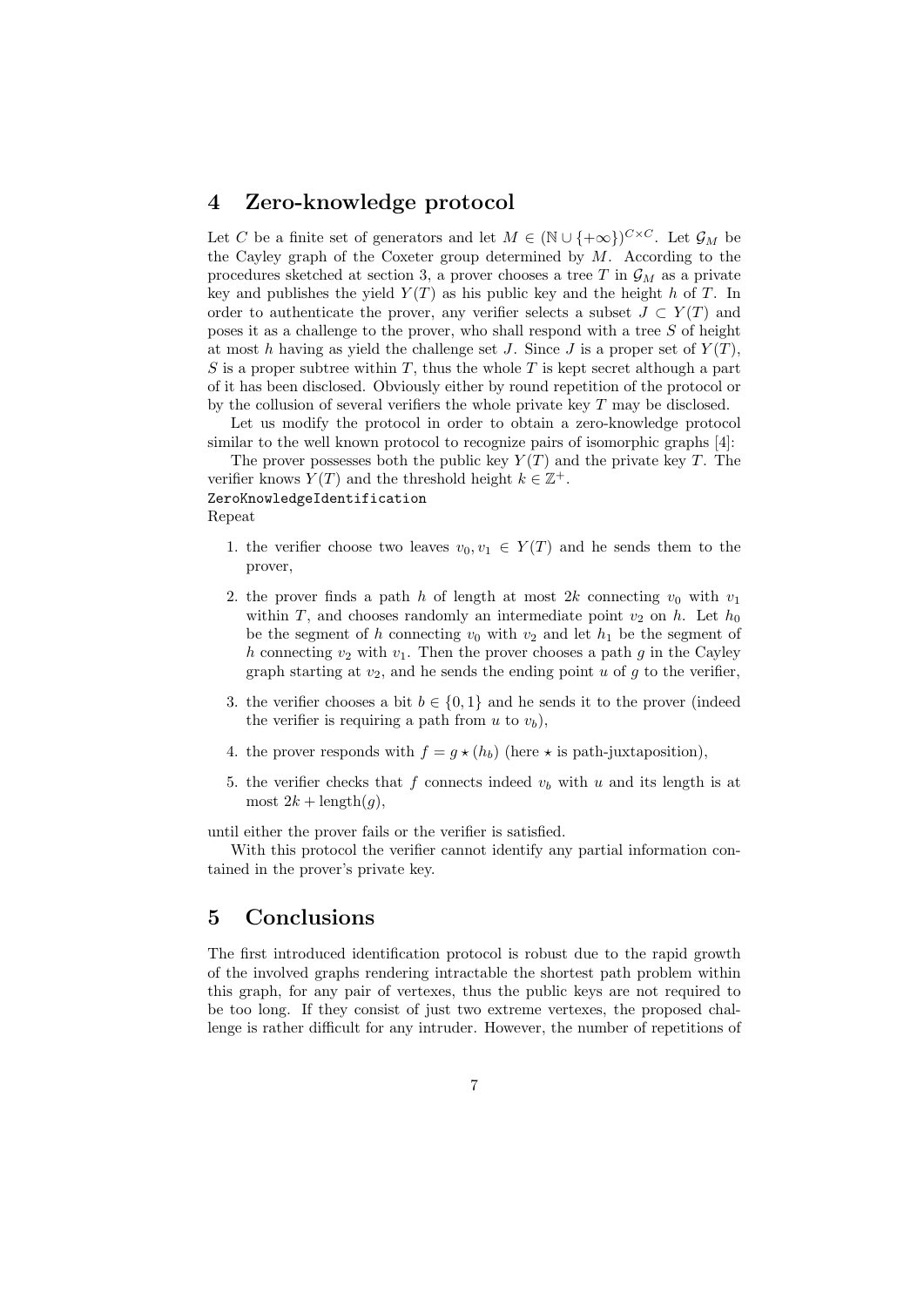## 4 Zero-knowledge protocol

Let $C$ be a finite set of generators and let $M \in (\mathbb{N} \cup \{+\infty\})^{C\times C}$. Let $\mathcal{G}_M$ be the Cayley graph of the Coxeter group determined by $M$. According to the procedures sketched at section 3, a prover chooses a tree $T$ in $\mathcal{G}_M$ as a private key and publishes the yield $Y(T)$ as his public key and the height $h$ of $T$. In order to authenticate the prover, any verifier selects a subset $J \subset Y(T)$ and poses it as a challenge to the prover, who shall respond with a tree $S$ of height at most $h$ having as yield the challenge set $J$. Since $J$ is a proper set of $Y(T)$, $S$ is a proper subtree within $T$, thus the whole $T$ is kept secret although a part of it has been disclosed. Obviously either by round repetition of the protocol or by the collusion of several verifiers the whole private key $T$ may be disclosed.

Let us modify the protocol in order to obtain a zero-knowledge protocol similar to the well known protocol to recognize pairs of isomorphic graphs [4]:

The prover possesses both the public key $Y(T)$ and the private key $T$. The verifier knows $Y(T)$ and the threshold height $k \in \mathbb{Z}^+$.

`ZeroKnowledgeIdentification`

Repeat

1. the verifier choose two leaves $v_0, v_1 \in Y(T)$ and he sends them to the prover,
2. the prover finds a path $h$ of length at most $2k$ connecting $v_0$ with $v_1$ within $T$, and chooses randomly an intermediate point $v_2$ on $h$. Let $h_0$ be the segment of $h$ connecting $v_0$ with $v_2$ and let $h_1$ be the segment of $h$ connecting $v_2$ with $v_1$. Then the prover chooses a path $g$ in the Cayley graph starting at $v_2$, and he sends the ending point $u$ of $g$ to the verifier,
3. the verifier chooses a bit $b \in \{0, 1\}$ and he sends it to the prover (indeed the verifier is requiring a path from $u$ to $v_b$),
4. the prover responds with $f = g \star (h_b)$ (here $\star$ is path-juxtaposition),
5. the verifier checks that $f$ connects indeed $v_b$ with $u$ and its length is at most $2k + \text{length}(g)$,

until either the prover fails or the verifier is satisfied.

With this protocol the verifier cannot identify any partial information contained in the prover's private key.

## 5 Conclusions

The first introduced identification protocol is robust due to the rapid growth of the involved graphs rendering intractable the shortest path problem within this graph, for any pair of vertexes, thus the public keys are not required to be too long. If they consist of just two extreme vertexes, the proposed challenge is rather difficult for any intruder. However, the number of repetitions of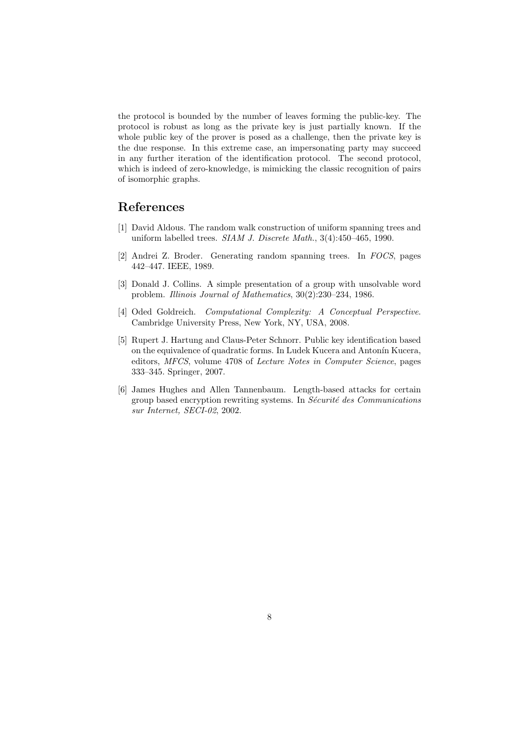the protocol is bounded by the number of leaves forming the public-key. The protocol is robust as long as the private key is just partially known. If the whole public key of the prover is posed as a challenge, then the private key is the due response. In this extreme case, an impersonating party may succeed in any further iteration of the identification protocol. The second protocol, which is indeed of zero-knowledge, is mimicking the classic recognition of pairs of isomorphic graphs.

## References

[1] David Aldous. The random walk construction of uniform spanning trees and uniform labelled trees. *SIAM J. Discrete Math.*, 3(4):450–465, 1990.

[2] Andrei Z. Broder. Generating random spanning trees. In *FOCS*, pages 442–447. IEEE, 1989.

[3] Donald J. Collins. A simple presentation of a group with unsolvable word problem. *Illinois Journal of Mathematics*, 30(2):230–234, 1986.

[4] Oded Goldreich. *Computational Complexity: A Conceptual Perspective*. Cambridge University Press, New York, NY, USA, 2008.

[5] Rupert J. Hartung and Claus-Peter Schnorr. Public key identification based on the equivalence of quadratic forms. In Ludek Kucera and Antonín Kucera, editors, *MFCS*, volume 4708 of *Lecture Notes in Computer Science*, pages 333–345. Springer, 2007.

[6] James Hughes and Allen Tannenbaum. Length-based attacks for certain group based encryption rewriting systems. In *Sécurité des Communications sur Internet, SECI-02*, 2002.